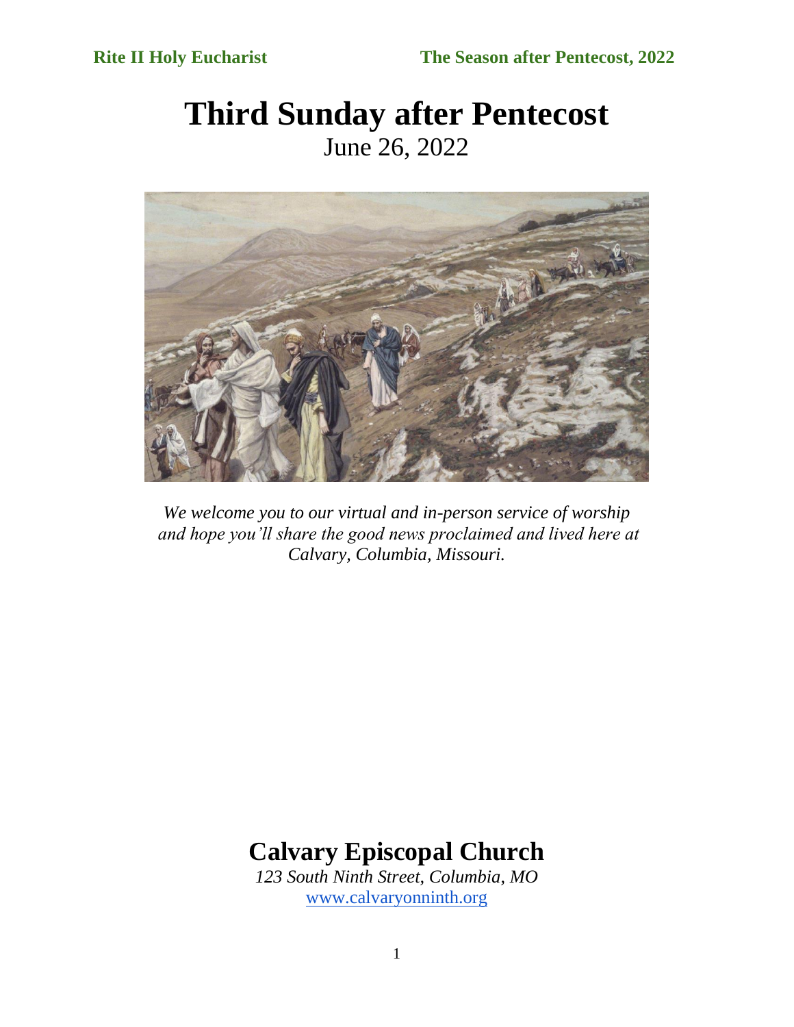**Rite II Holy Eucharist** **The Season after Pentecost, 2022**

# Third Sunday after Pentecost

June 26, 2022

*We welcome you to our virtual and in-person service of worship and hope you'll share the good news proclaimed and lived here at Calvary, Columbia, Missouri.*

## Calvary Episcopal Church

*123 South Ninth Street, Columbia, MO*

[www.calvaryonninth.org](http://www.calvaryonninth.org)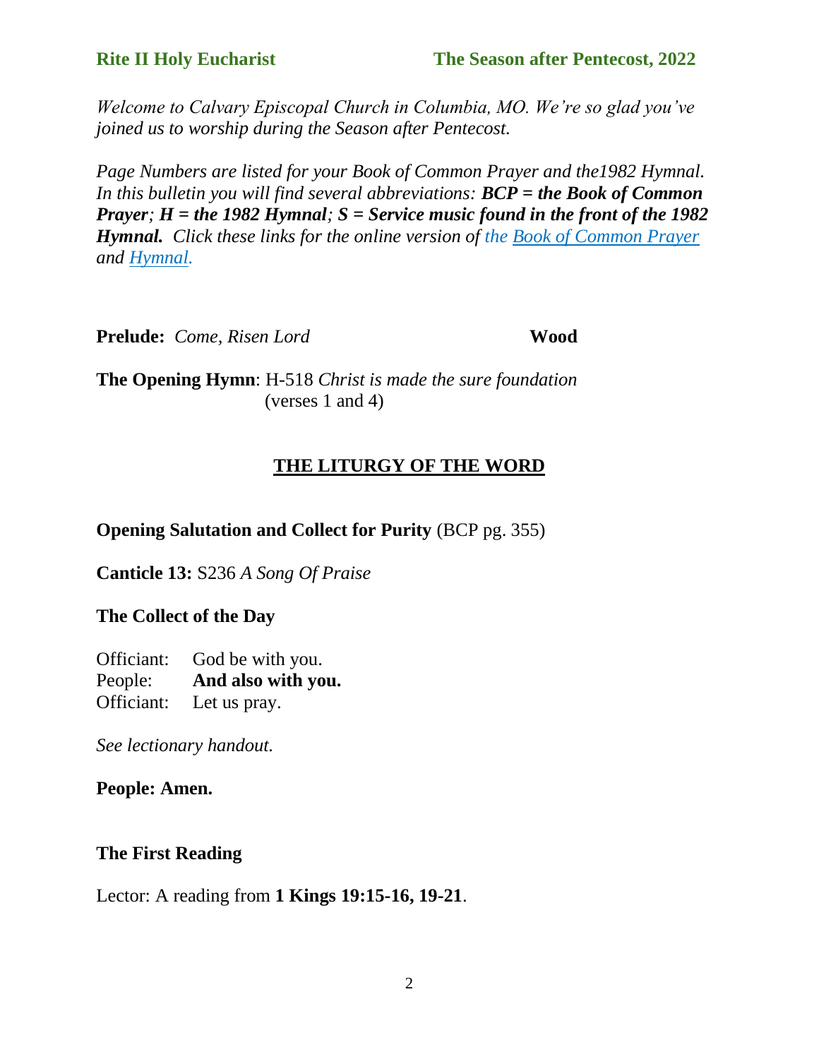**Rite II Holy Eucharist** **The Season after Pentecost, 2022**

*Welcome to Calvary Episcopal Church in Columbia, MO. We're so glad you've joined us to worship during the Season after Pentecost.*

*Page Numbers are listed for your Book of Common Prayer and the1982 Hymnal. In this bulletin you will find several abbreviations: **BCP = the Book of Common Prayer**; **H = the 1982 Hymnal**; **S = Service music found in the front of the 1982 Hymnal.** Click these links for the online version of the [Book of Common Prayer] and [Hymnal].*

**Prelude:** *Come, Risen Lord* **Wood**

**The Opening Hymn**: H-518 *Christ is made the sure foundation* (verses 1 and 4)

## THE LITURGY OF THE WORD

**Opening Salutation and Collect for Purity** (BCP pg. 355)

**Canticle 13:** S236 *A Song Of Praise*

**The Collect of the Day**

Officiant: God be with you.
People: **And also with you.**
Officiant: Let us pray.

*See lectionary handout.*

**People: Amen.**

**The First Reading**

Lector: A reading from **1 Kings 19:15-16, 19-21**.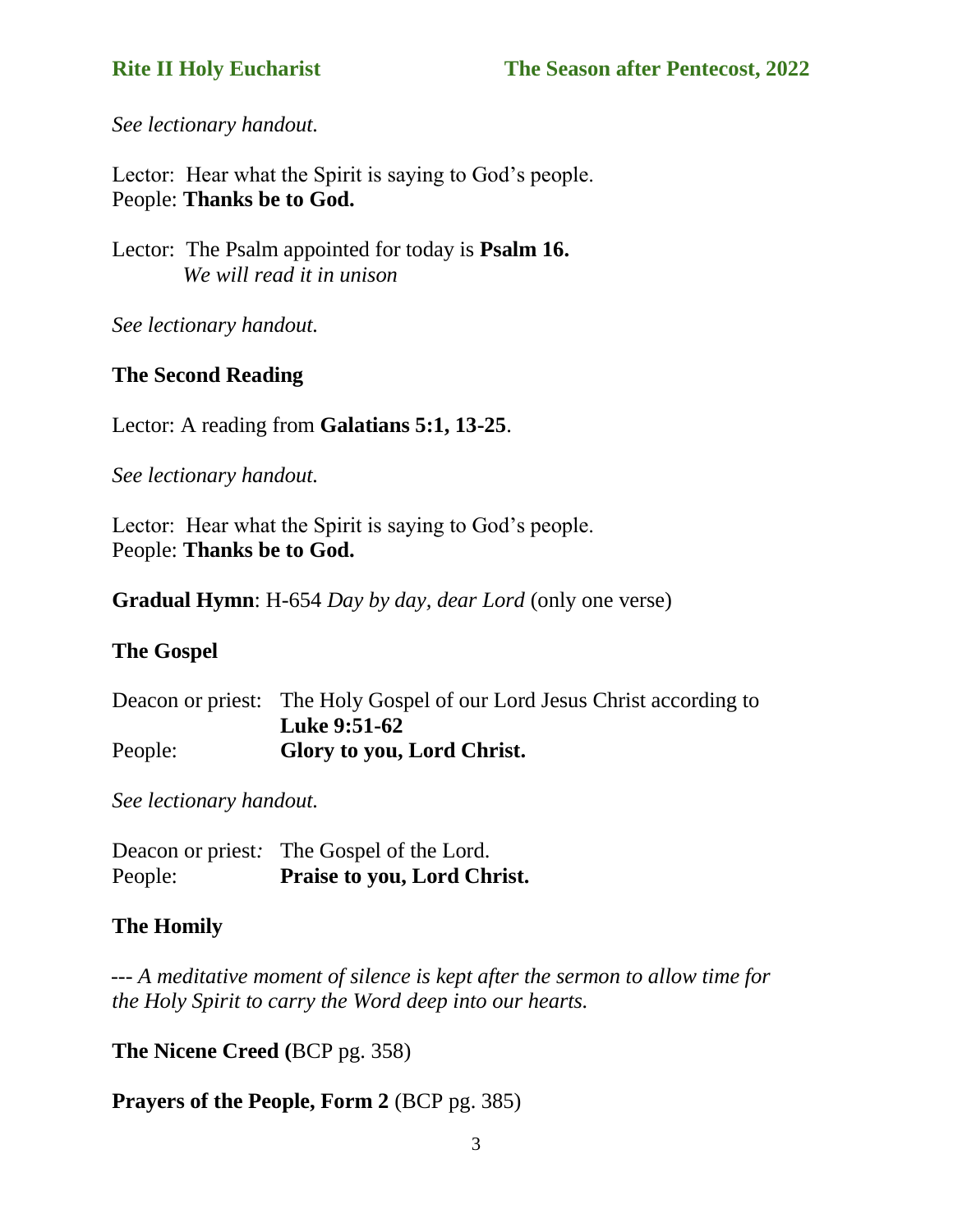*See lectionary handout.*

Lector: Hear what the Spirit is saying to God's people.
People: **Thanks be to God.**

Lector: The Psalm appointed for today is **Psalm 16.**
*We will read it in unison*

*See lectionary handout.*

**The Second Reading**

Lector: A reading from **Galatians 5:1, 13-25**.

*See lectionary handout.*

Lector: Hear what the Spirit is saying to God's people.
People: **Thanks be to God.**

**Gradual Hymn**: H-654 *Day by day, dear Lord* (only one verse)

**The Gospel**

Deacon or priest: The Holy Gospel of our Lord Jesus Christ according to **Luke 9:51-62**
People: **Glory to you, Lord Christ.**

*See lectionary handout.*

Deacon or priest: The Gospel of the Lord.
People: **Praise to you, Lord Christ.**

**The Homily**

--- *A meditative moment of silence is kept after the sermon to allow time for the Holy Spirit to carry the Word deep into our hearts.*

**The Nicene Creed (**BCP pg. 358)

**Prayers of the People, Form 2** (BCP pg. 385)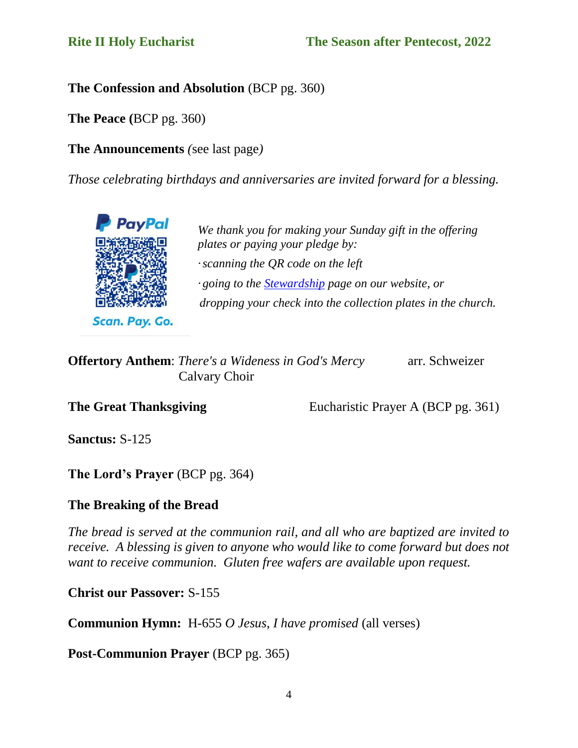**The Confession and Absolution** (BCP pg. 360)

**The Peace (**BCP pg. 360)

**The Announcements** *(*see last page*)*

*Those celebrating birthdays and anniversaries are invited forward for a blessing.*

PayPal

Scan. Pay. Go.

*We thank you for making your Sunday gift in the offering plates or paying your pledge by:*

*· scanning the QR code on the left*

*· going to the Stewardship page on our website, or*

*dropping your check into the collection plates in the church.*

**Offertory Anthem**: *There's a Wideness in God's Mercy* arr. Schweizer
Calvary Choir

**The Great Thanksgiving** Eucharistic Prayer A (BCP pg. 361)

**Sanctus:** S-125

**The Lord's Prayer** (BCP pg. 364)

**The Breaking of the Bread**

*The bread is served at the communion rail, and all who are baptized are invited to receive. A blessing is given to anyone who would like to come forward but does not want to receive communion. Gluten free wafers are available upon request.*

**Christ our Passover:** S-155

**Communion Hymn:** H-655 *O Jesus, I have promised* (all verses)

**Post-Communion Prayer** (BCP pg. 365)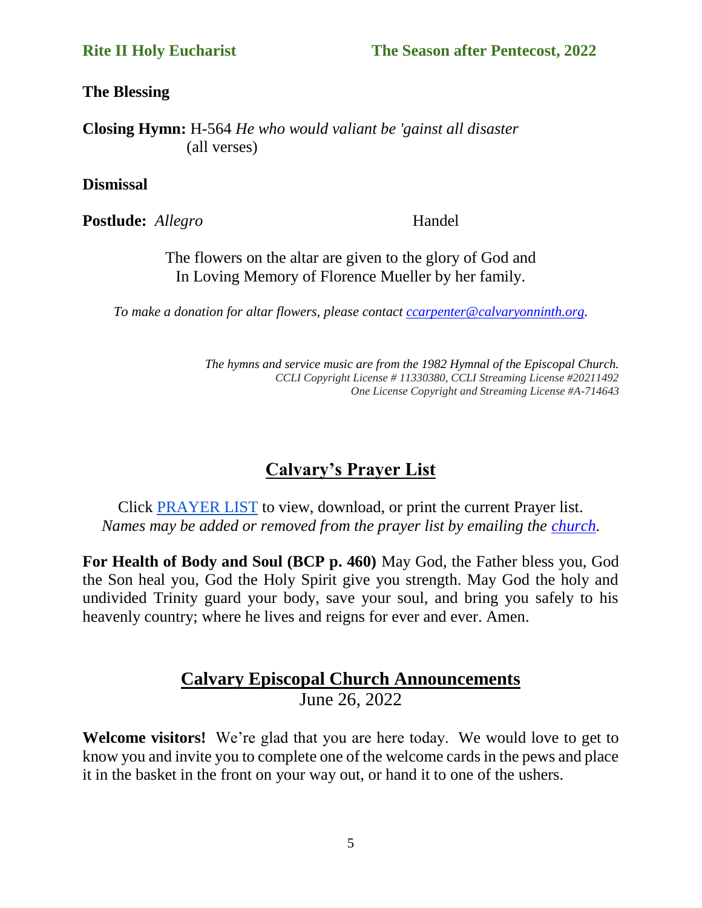**The Blessing**

**Closing Hymn:** H-564 *He who would valiant be 'gainst all disaster* (all verses)

**Dismissal**

**Postlude:** *Allegro* Handel

The flowers on the altar are given to the glory of God and In Loving Memory of Florence Mueller by her family.

*To make a donation for altar flowers, please contact ccarpenter@calvaryonninth.org.*

*The hymns and service music are from the 1982 Hymnal of the Episcopal Church.*
*CCLI Copyright License # 11330380, CCLI Streaming License #20211492*
*One License Copyright and Streaming License #A-714643*

## Calvary's Prayer List

Click PRAYER LIST to view, download, or print the current Prayer list.
*Names may be added or removed from the prayer list by emailing the church.*

**For Health of Body and Soul (BCP p. 460)** May God, the Father bless you, God the Son heal you, God the Holy Spirit give you strength. May God the holy and undivided Trinity guard your body, save your soul, and bring you safely to his heavenly country; where he lives and reigns for ever and ever. Amen.

## Calvary Episcopal Church Announcements

June 26, 2022

**Welcome visitors!** We're glad that you are here today. We would love to get to know you and invite you to complete one of the welcome cards in the pews and place it in the basket in the front on your way out, or hand it to one of the ushers.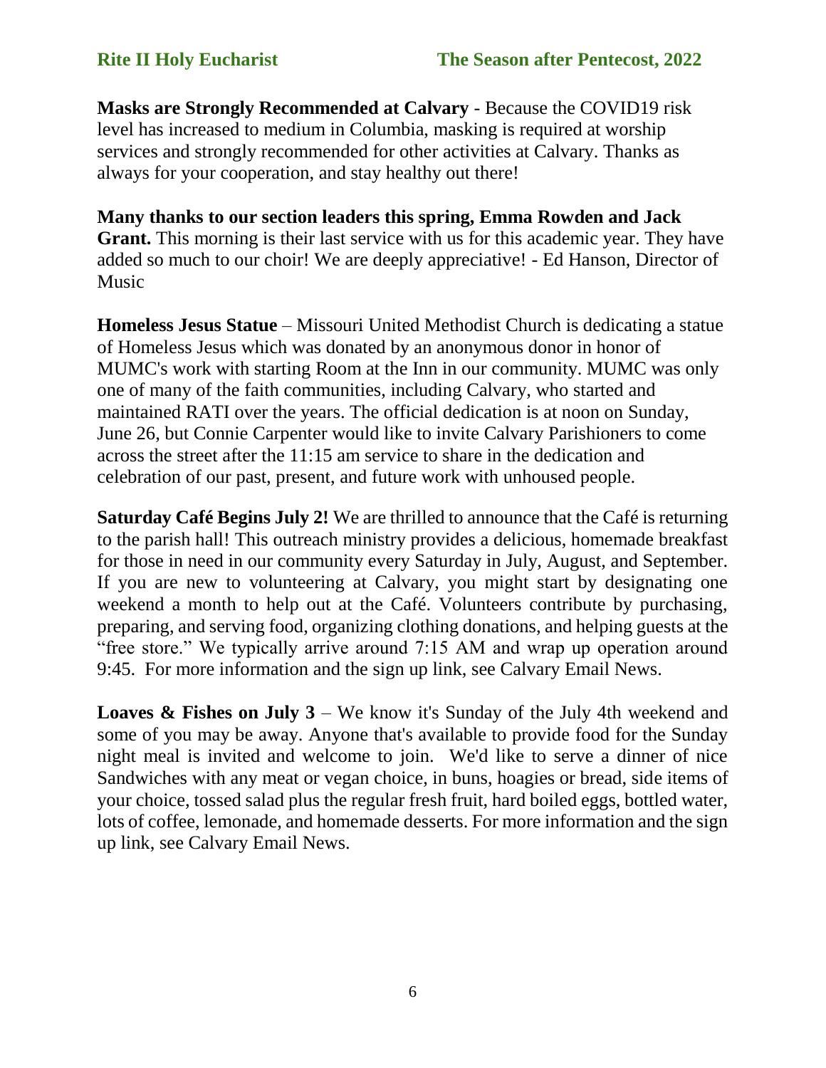**Masks are Strongly Recommended at Calvary** - Because the COVID19 risk level has increased to medium in Columbia, masking is required at worship services and strongly recommended for other activities at Calvary. Thanks as always for your cooperation, and stay healthy out there!

**Many thanks to our section leaders this spring, Emma Rowden and Jack Grant.** This morning is their last service with us for this academic year. They have added so much to our choir! We are deeply appreciative! - Ed Hanson, Director of Music

**Homeless Jesus Statue** – Missouri United Methodist Church is dedicating a statue of Homeless Jesus which was donated by an anonymous donor in honor of MUMC's work with starting Room at the Inn in our community. MUMC was only one of many of the faith communities, including Calvary, who started and maintained RATI over the years. The official dedication is at noon on Sunday, June 26, but Connie Carpenter would like to invite Calvary Parishioners to come across the street after the 11:15 am service to share in the dedication and celebration of our past, present, and future work with unhoused people.

**Saturday Café Begins July 2!** We are thrilled to announce that the Café is returning to the parish hall! This outreach ministry provides a delicious, homemade breakfast for those in need in our community every Saturday in July, August, and September. If you are new to volunteering at Calvary, you might start by designating one weekend a month to help out at the Café. Volunteers contribute by purchasing, preparing, and serving food, organizing clothing donations, and helping guests at the "free store." We typically arrive around 7:15 AM and wrap up operation around 9:45. For more information and the sign up link, see Calvary Email News.

**Loaves & Fishes on July 3** – We know it's Sunday of the July 4th weekend and some of you may be away. Anyone that's available to provide food for the Sunday night meal is invited and welcome to join. We'd like to serve a dinner of nice Sandwiches with any meat or vegan choice, in buns, hoagies or bread, side items of your choice, tossed salad plus the regular fresh fruit, hard boiled eggs, bottled water, lots of coffee, lemonade, and homemade desserts. For more information and the sign up link, see Calvary Email News.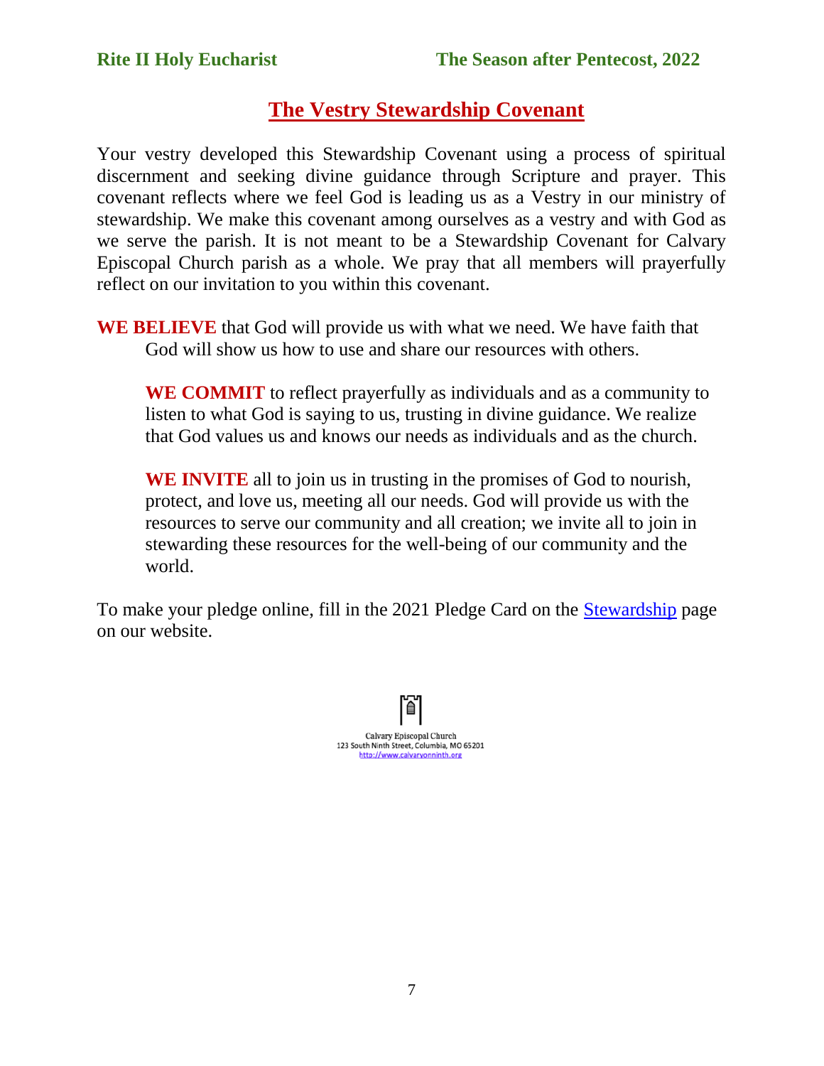# The Vestry Stewardship Covenant

Your vestry developed this Stewardship Covenant using a process of spiritual discernment and seeking divine guidance through Scripture and prayer. This covenant reflects where we feel God is leading us as a Vestry in our ministry of stewardship. We make this covenant among ourselves as a vestry and with God as we serve the parish. It is not meant to be a Stewardship Covenant for Calvary Episcopal Church parish as a whole. We pray that all members will prayerfully reflect on our invitation to you within this covenant.

**WE BELIEVE** that God will provide us with what we need. We have faith that God will show us how to use and share our resources with others.

**WE COMMIT** to reflect prayerfully as individuals and as a community to listen to what God is saying to us, trusting in divine guidance. We realize that God values us and knows our needs as individuals and as the church.

**WE INVITE** all to join us in trusting in the promises of God to nourish, protect, and love us, meeting all our needs. God will provide us with the resources to serve our community and all creation; we invite all to join in stewarding these resources for the well-being of our community and the world.

To make your pledge online, fill in the 2021 Pledge Card on the Stewardship page on our website.

Calvary Episcopal Church
123 South Ninth Street, Columbia, MO 65201
http://www.calvaryonninth.org